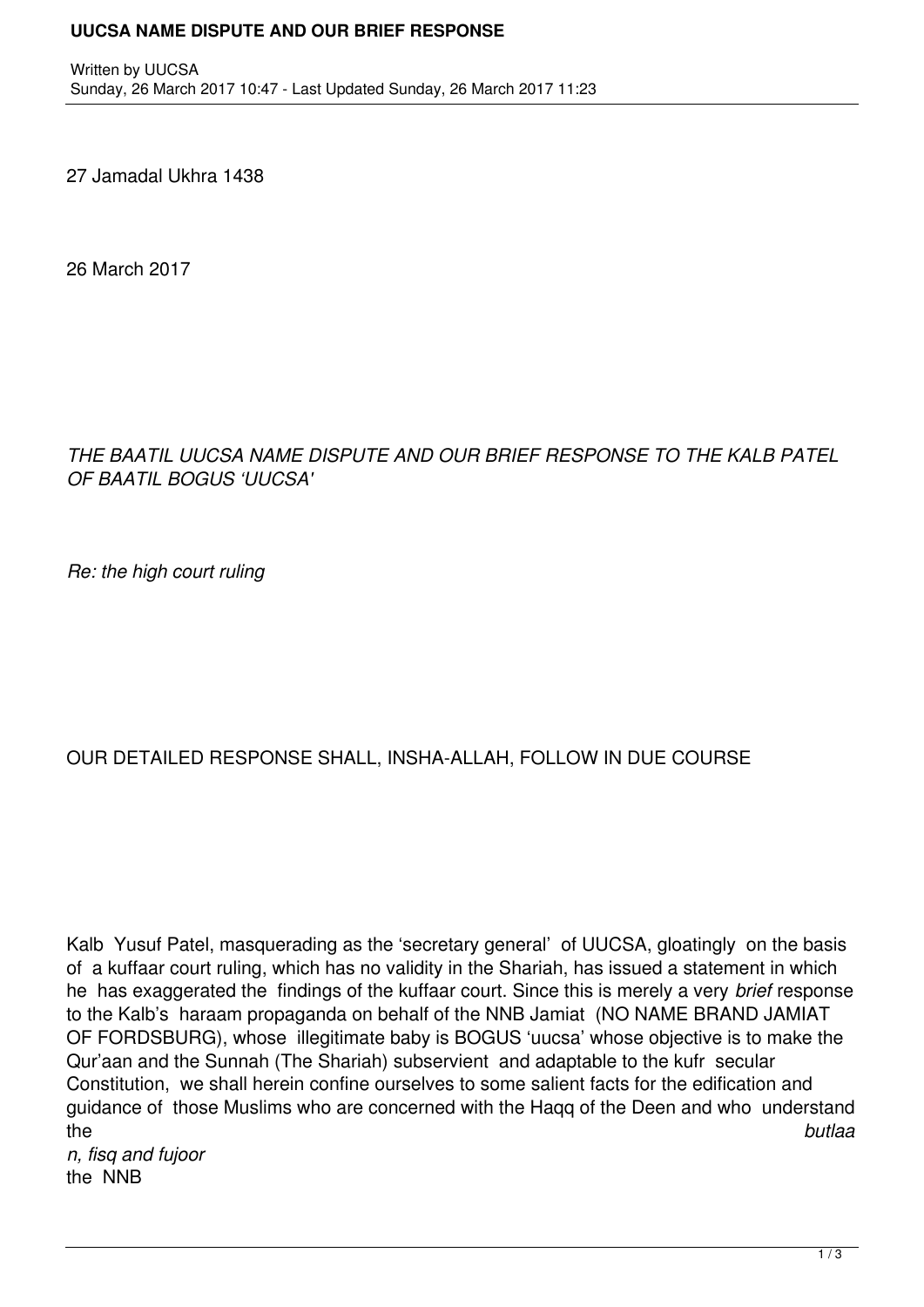27 Jamadal Ukhra 1438

26 March 2017

*THE BAATIL UUCSA NAME DISPUTE AND OUR BRIEF RESPONSE TO THE KALB PATEL OF BAATIL BOGUS 'UUCSA'*

*Re: the high court ruling*

OUR DETAILED RESPONSE SHALL, INSHA-ALLAH, FOLLOW IN DUE COURSE

Kalb Yusuf Patel, masquerading as the 'secretary general' of UUCSA, gloatingly on the basis of a kuffaar court ruling, which has no validity in the Shariah, has issued a statement in which he has exaggerated the findings of the kuffaar court. Since this is merely a very *brief* response to the Kalb's haraam propaganda on behalf of the NNB Jamiat (NO NAME BRAND JAMIAT OF FORDSBURG), whose illegitimate baby is BOGUS 'uucsa' whose objective is to make the Qur'aan and the Sunnah (The Shariah) subservient and adaptable to the kufr secular Constitution, we shall herein confine ourselves to some salient facts for the edification and guidance of those Muslims who are concerned with the Haqq of the Deen and who understand the *butlaan, fisq and fujoor* the NNB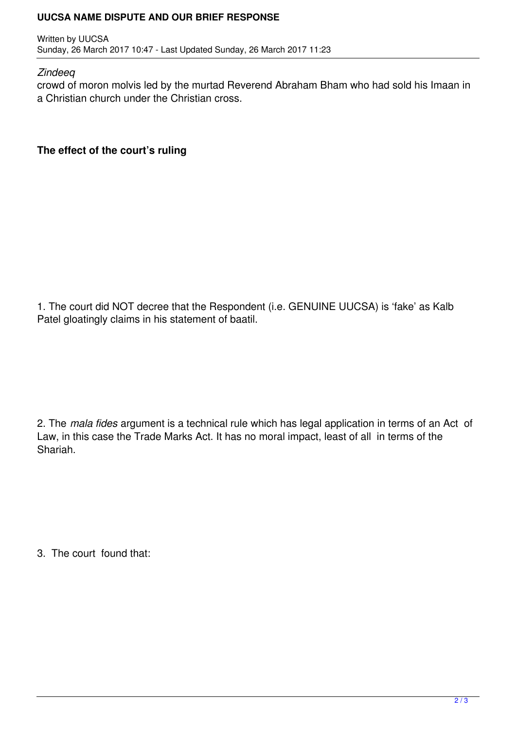*Zindeeq* crowd of moron molvis led by the murtad Reverend Abraham Bham who had sold his Imaan in a Christian church under the Christian cross.

**The effect of the court's ruling**

1. The court did NOT decree that the Respondent (i.e. GENUINE UUCSA) is 'fake' as Kalb Patel gloatingly claims in his statement of baatil.

2. The *mala fides* argument is a technical rule which has legal application in terms of an Act of Law, in this case the Trade Marks Act. It has no moral impact, least of all in terms of the Shariah.

3. The court found that: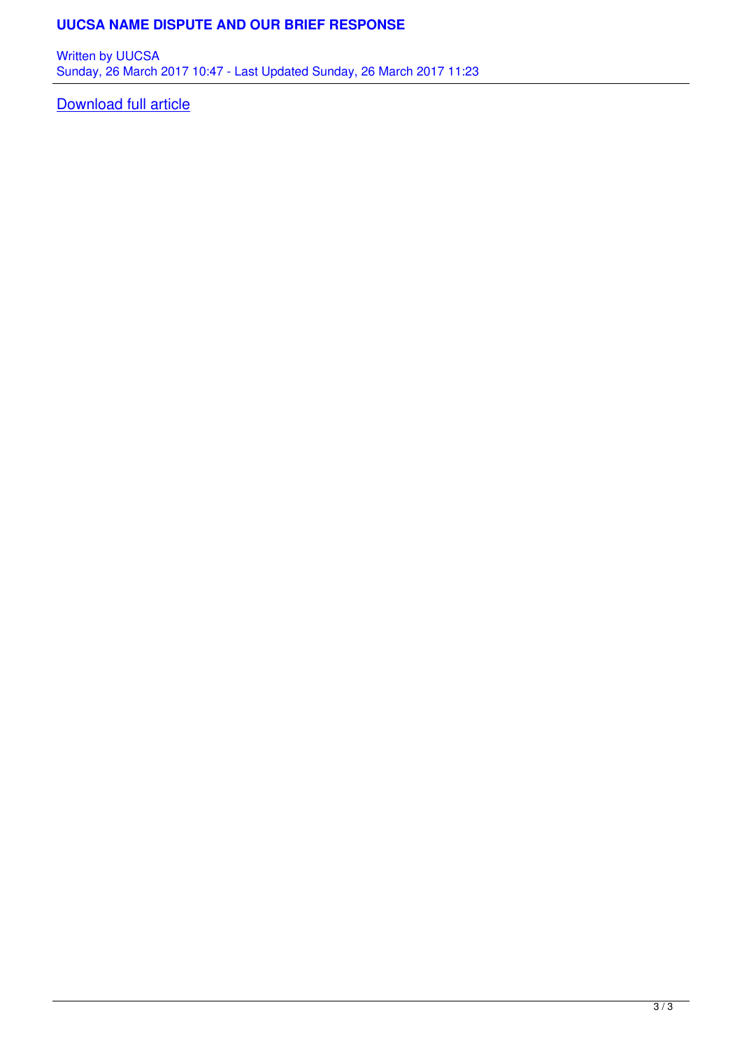[Download full article]